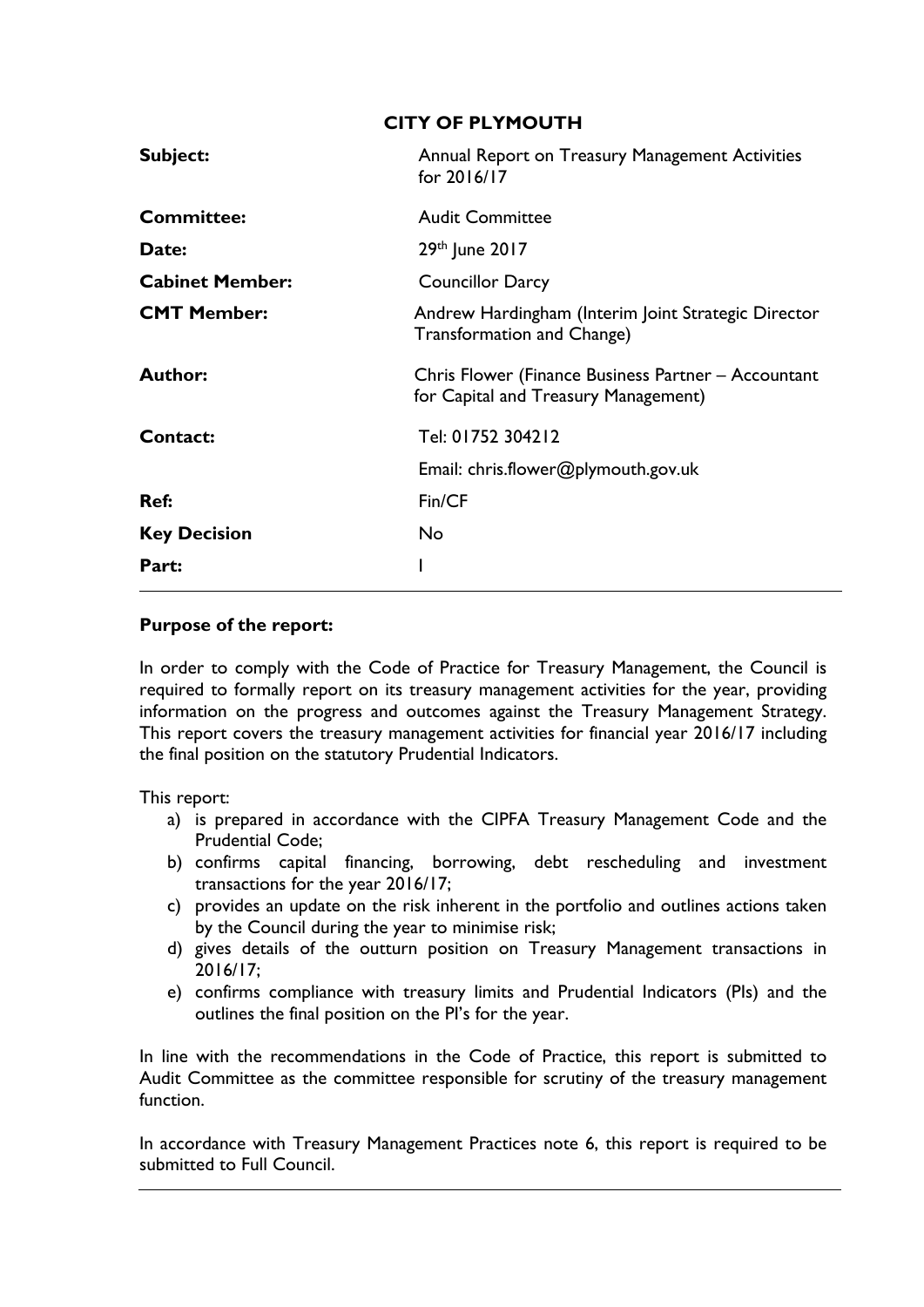# CITY OF PLYMOUTH

| | |
|---|---|
| **Subject:** | Annual Report on Treasury Management Activities for 2016/17 |
| **Committee:** | Audit Committee |
| **Date:** | 29th June 2017 |
| **Cabinet Member:** | Councillor Darcy |
| **CMT Member:** | Andrew Hardingham (Interim Joint Strategic Director Transformation and Change) |
| **Author:** | Chris Flower (Finance Business Partner – Accountant for Capital and Treasury Management) |
| **Contact:** | Tel: 01752 304212 |
| | Email: chris.flower@plymouth.gov.uk |
| **Ref:** | Fin/CF |
| **Key Decision** | No |
| **Part:** | I |

---

**Purpose of the report:**

In order to comply with the Code of Practice for Treasury Management, the Council is required to formally report on its treasury management activities for the year, providing information on the progress and outcomes against the Treasury Management Strategy. This report covers the treasury management activities for financial year 2016/17 including the final position on the statutory Prudential Indicators.

This report:

a) is prepared in accordance with the CIPFA Treasury Management Code and the Prudential Code;
b) confirms capital financing, borrowing, debt rescheduling and investment transactions for the year 2016/17;
c) provides an update on the risk inherent in the portfolio and outlines actions taken by the Council during the year to minimise risk;
d) gives details of the outturn position on Treasury Management transactions in 2016/17;
e) confirms compliance with treasury limits and Prudential Indicators (PIs) and the outlines the final position on the PI's for the year.

In line with the recommendations in the Code of Practice, this report is submitted to Audit Committee as the committee responsible for scrutiny of the treasury management function.

In accordance with Treasury Management Practices note 6, this report is required to be submitted to Full Council.

---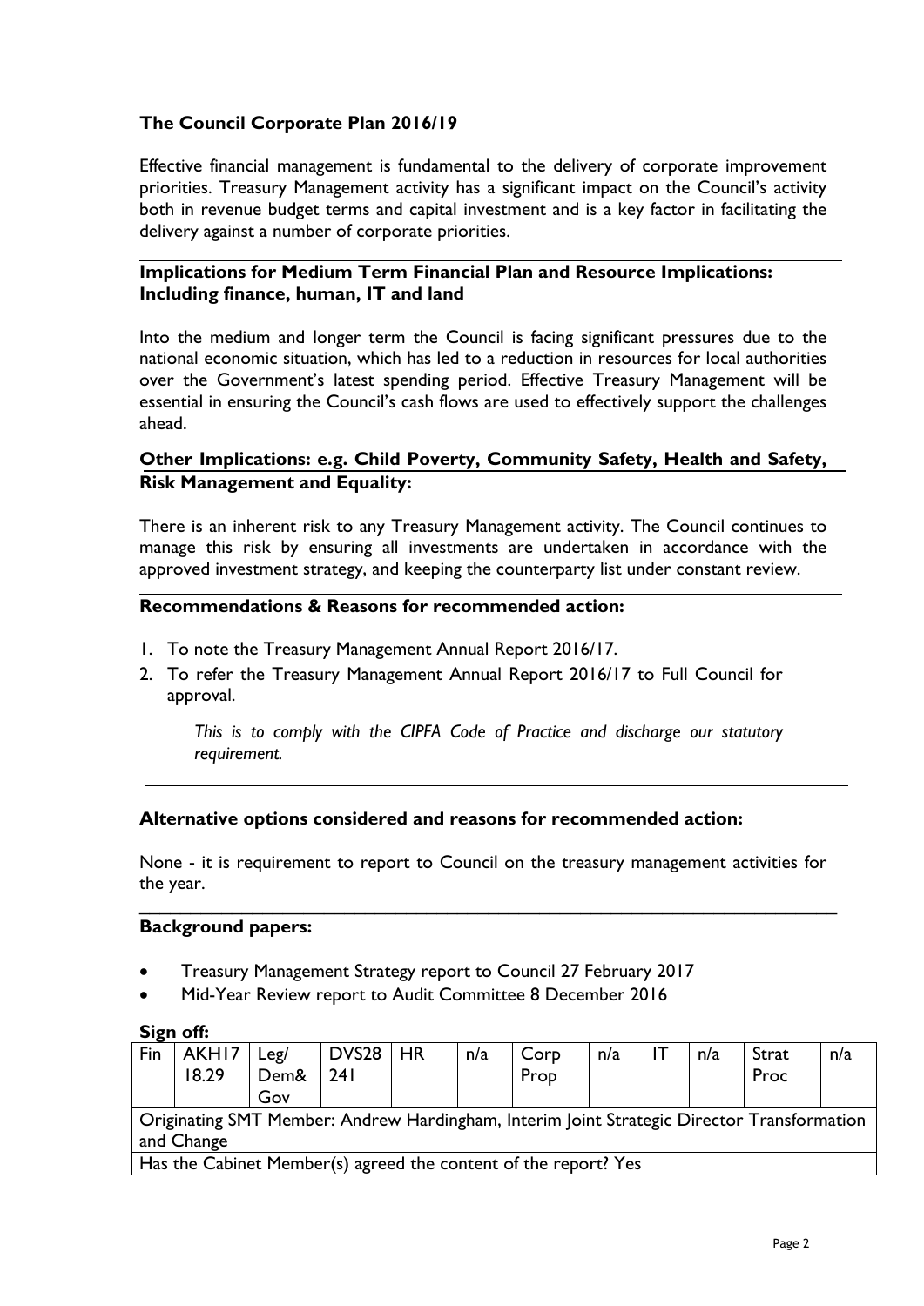### The Council Corporate Plan 2016/19

Effective financial management is fundamental to the delivery of corporate improvement priorities. Treasury Management activity has a significant impact on the Council's activity both in revenue budget terms and capital investment and is a key factor in facilitating the delivery against a number of corporate priorities.

### Implications for Medium Term Financial Plan and Resource Implications: Including finance, human, IT and land

Into the medium and longer term the Council is facing significant pressures due to the national economic situation, which has led to a reduction in resources for local authorities over the Government's latest spending period. Effective Treasury Management will be essential in ensuring the Council's cash flows are used to effectively support the challenges ahead.

### Other Implications: e.g. Child Poverty, Community Safety, Health and Safety, Risk Management and Equality:

There is an inherent risk to any Treasury Management activity. The Council continues to manage this risk by ensuring all investments are undertaken in accordance with the approved investment strategy, and keeping the counterparty list under constant review.

### Recommendations & Reasons for recommended action:

1. To note the Treasury Management Annual Report 2016/17.
2. To refer the Treasury Management Annual Report 2016/17 to Full Council for approval.

   *This is to comply with the CIPFA Code of Practice and discharge our statutory requirement.*

### Alternative options considered and reasons for recommended action:

None - it is requirement to report to Council on the treasury management activities for the year.

### Background papers:

- Treasury Management Strategy report to Council 27 February 2017
- Mid-Year Review report to Audit Committee 8 December 2016

### Sign off:

| Fin | AKH17 18.29 | Leg/ Dem& Gov | DVS28 241 | HR | n/a | Corp Prop | n/a | IT | n/a | Strat Proc | n/a |
|---|---|---|---|---|---|---|---|---|---|---|---|
| Originating SMT Member: Andrew Hardingham, Interim Joint Strategic Director Transformation and Change | | | | | | | | | | | |
| Has the Cabinet Member(s) agreed the content of the report? Yes | | | | | | | | | | | |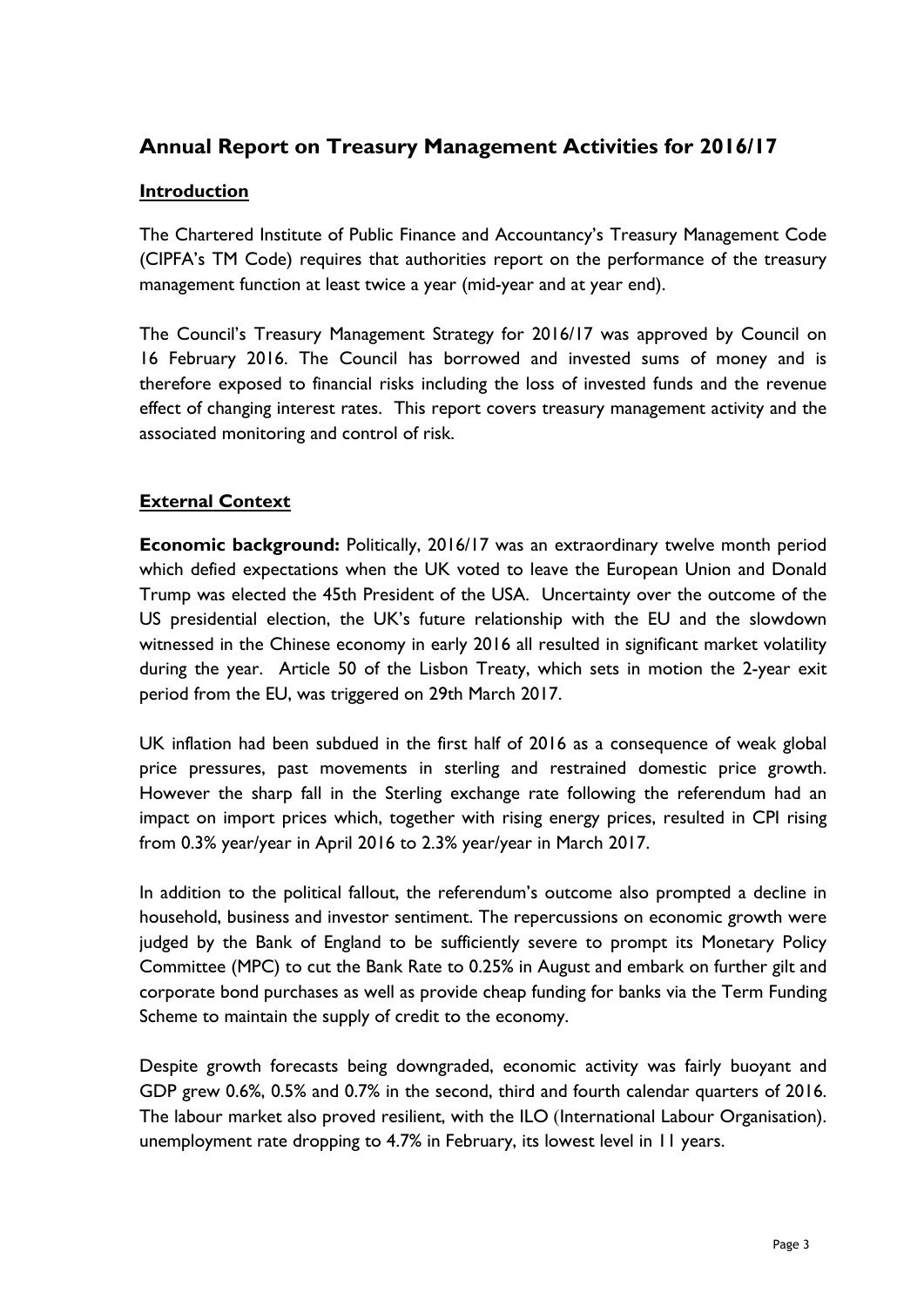# Annual Report on Treasury Management Activities for 2016/17

## Introduction

The Chartered Institute of Public Finance and Accountancy's Treasury Management Code (CIPFA's TM Code) requires that authorities report on the performance of the treasury management function at least twice a year (mid-year and at year end).

The Council's Treasury Management Strategy for 2016/17 was approved by Council on 16 February 2016. The Council has borrowed and invested sums of money and is therefore exposed to financial risks including the loss of invested funds and the revenue effect of changing interest rates. This report covers treasury management activity and the associated monitoring and control of risk.

## External Context

**Economic background:** Politically, 2016/17 was an extraordinary twelve month period which defied expectations when the UK voted to leave the European Union and Donald Trump was elected the 45th President of the USA. Uncertainty over the outcome of the US presidential election, the UK's future relationship with the EU and the slowdown witnessed in the Chinese economy in early 2016 all resulted in significant market volatility during the year. Article 50 of the Lisbon Treaty, which sets in motion the 2-year exit period from the EU, was triggered on 29th March 2017.

UK inflation had been subdued in the first half of 2016 as a consequence of weak global price pressures, past movements in sterling and restrained domestic price growth. However the sharp fall in the Sterling exchange rate following the referendum had an impact on import prices which, together with rising energy prices, resulted in CPI rising from 0.3% year/year in April 2016 to 2.3% year/year in March 2017.

In addition to the political fallout, the referendum's outcome also prompted a decline in household, business and investor sentiment. The repercussions on economic growth were judged by the Bank of England to be sufficiently severe to prompt its Monetary Policy Committee (MPC) to cut the Bank Rate to 0.25% in August and embark on further gilt and corporate bond purchases as well as provide cheap funding for banks via the Term Funding Scheme to maintain the supply of credit to the economy.

Despite growth forecasts being downgraded, economic activity was fairly buoyant and GDP grew 0.6%, 0.5% and 0.7% in the second, third and fourth calendar quarters of 2016. The labour market also proved resilient, with the ILO (International Labour Organisation). unemployment rate dropping to 4.7% in February, its lowest level in 11 years.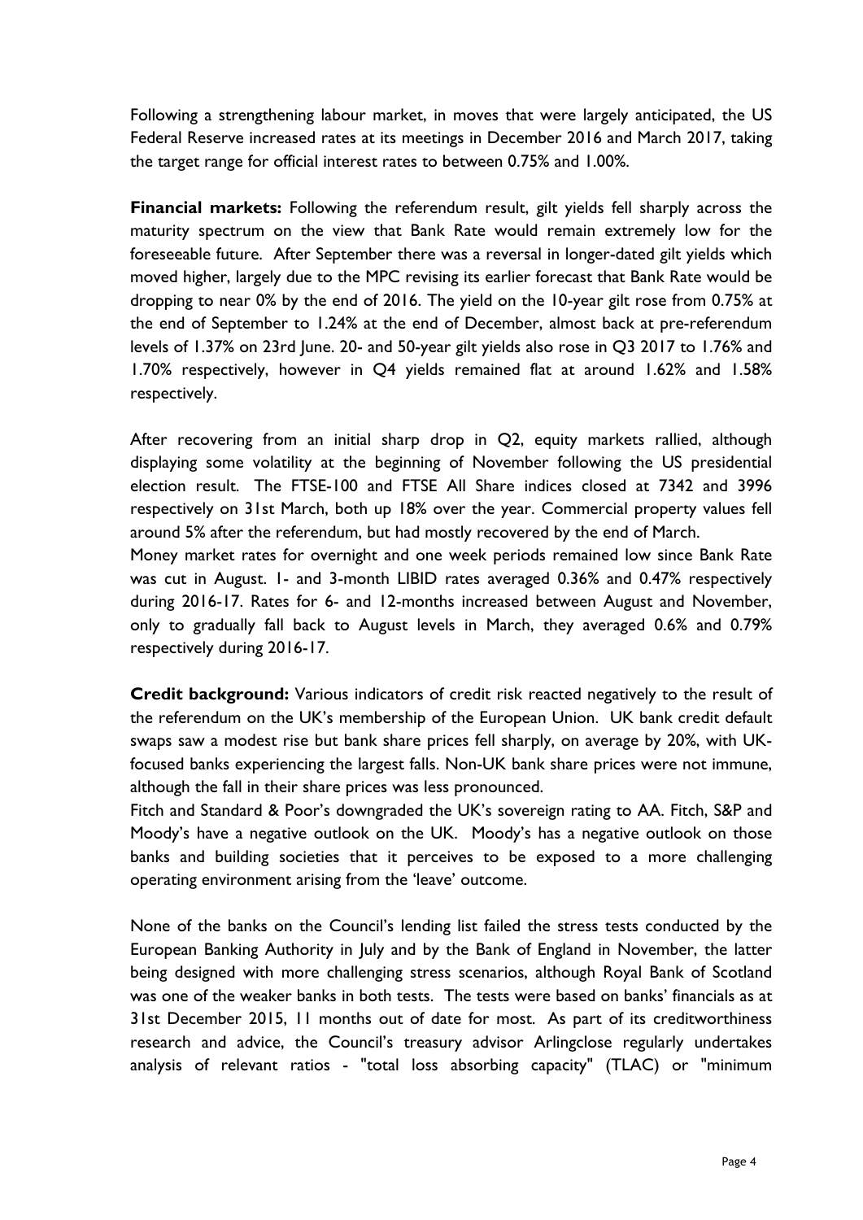Following a strengthening labour market, in moves that were largely anticipated, the US Federal Reserve increased rates at its meetings in December 2016 and March 2017, taking the target range for official interest rates to between 0.75% and 1.00%.

**Financial markets:** Following the referendum result, gilt yields fell sharply across the maturity spectrum on the view that Bank Rate would remain extremely low for the foreseeable future. After September there was a reversal in longer-dated gilt yields which moved higher, largely due to the MPC revising its earlier forecast that Bank Rate would be dropping to near 0% by the end of 2016. The yield on the 10-year gilt rose from 0.75% at the end of September to 1.24% at the end of December, almost back at pre-referendum levels of 1.37% on 23rd June. 20- and 50-year gilt yields also rose in Q3 2017 to 1.76% and 1.70% respectively, however in Q4 yields remained flat at around 1.62% and 1.58% respectively.

After recovering from an initial sharp drop in Q2, equity markets rallied, although displaying some volatility at the beginning of November following the US presidential election result. The FTSE-100 and FTSE All Share indices closed at 7342 and 3996 respectively on 31st March, both up 18% over the year. Commercial property values fell around 5% after the referendum, but had mostly recovered by the end of March.

Money market rates for overnight and one week periods remained low since Bank Rate was cut in August. 1- and 3-month LIBID rates averaged 0.36% and 0.47% respectively during 2016-17. Rates for 6- and 12-months increased between August and November, only to gradually fall back to August levels in March, they averaged 0.6% and 0.79% respectively during 2016-17.

**Credit background:** Various indicators of credit risk reacted negatively to the result of the referendum on the UK's membership of the European Union. UK bank credit default swaps saw a modest rise but bank share prices fell sharply, on average by 20%, with UK-focused banks experiencing the largest falls. Non-UK bank share prices were not immune, although the fall in their share prices was less pronounced.

Fitch and Standard & Poor's downgraded the UK's sovereign rating to AA. Fitch, S&P and Moody's have a negative outlook on the UK. Moody's has a negative outlook on those banks and building societies that it perceives to be exposed to a more challenging operating environment arising from the 'leave' outcome.

None of the banks on the Council's lending list failed the stress tests conducted by the European Banking Authority in July and by the Bank of England in November, the latter being designed with more challenging stress scenarios, although Royal Bank of Scotland was one of the weaker banks in both tests. The tests were based on banks' financials as at 31st December 2015, 11 months out of date for most. As part of its creditworthiness research and advice, the Council's treasury advisor Arlingclose regularly undertakes analysis of relevant ratios - "total loss absorbing capacity" (TLAC) or "minimum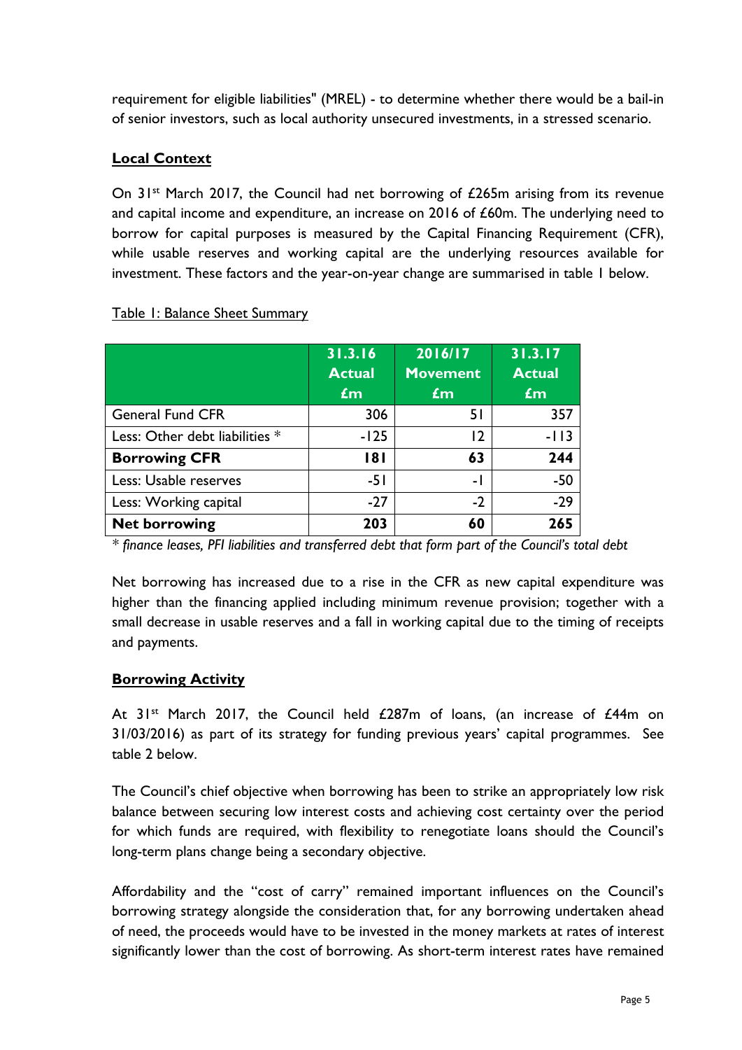requirement for eligible liabilities" (MREL) - to determine whether there would be a bail-in of senior investors, such as local authority unsecured investments, in a stressed scenario.

## **Local Context**

On 31st March 2017, the Council had net borrowing of £265m arising from its revenue and capital income and expenditure, an increase on 2016 of £60m. The underlying need to borrow for capital purposes is measured by the Capital Financing Requirement (CFR), while usable reserves and working capital are the underlying resources available for investment. These factors and the year-on-year change are summarised in table 1 below.

Table 1: Balance Sheet Summary

| | 31.3.16 Actual £m | 2016/17 Movement £m | 31.3.17 Actual £m |
|---|---|---|---|
| General Fund CFR | 306 | 51 | 357 |
| Less: Other debt liabilities * | -125 | 12 | -113 |
| **Borrowing CFR** | **181** | **63** | **244** |
| Less: Usable reserves | -51 | -1 | -50 |
| Less: Working capital | -27 | -2 | -29 |
| **Net borrowing** | **203** | **60** | **265** |

*\* finance leases, PFI liabilities and transferred debt that form part of the Council's total debt*

Net borrowing has increased due to a rise in the CFR as new capital expenditure was higher than the financing applied including minimum revenue provision; together with a small decrease in usable reserves and a fall in working capital due to the timing of receipts and payments.

## **Borrowing Activity**

At 31st March 2017, the Council held £287m of loans, (an increase of £44m on 31/03/2016) as part of its strategy for funding previous years' capital programmes. See table 2 below.

The Council's chief objective when borrowing has been to strike an appropriately low risk balance between securing low interest costs and achieving cost certainty over the period for which funds are required, with flexibility to renegotiate loans should the Council's long-term plans change being a secondary objective.

Affordability and the "cost of carry" remained important influences on the Council's borrowing strategy alongside the consideration that, for any borrowing undertaken ahead of need, the proceeds would have to be invested in the money markets at rates of interest significantly lower than the cost of borrowing. As short-term interest rates have remained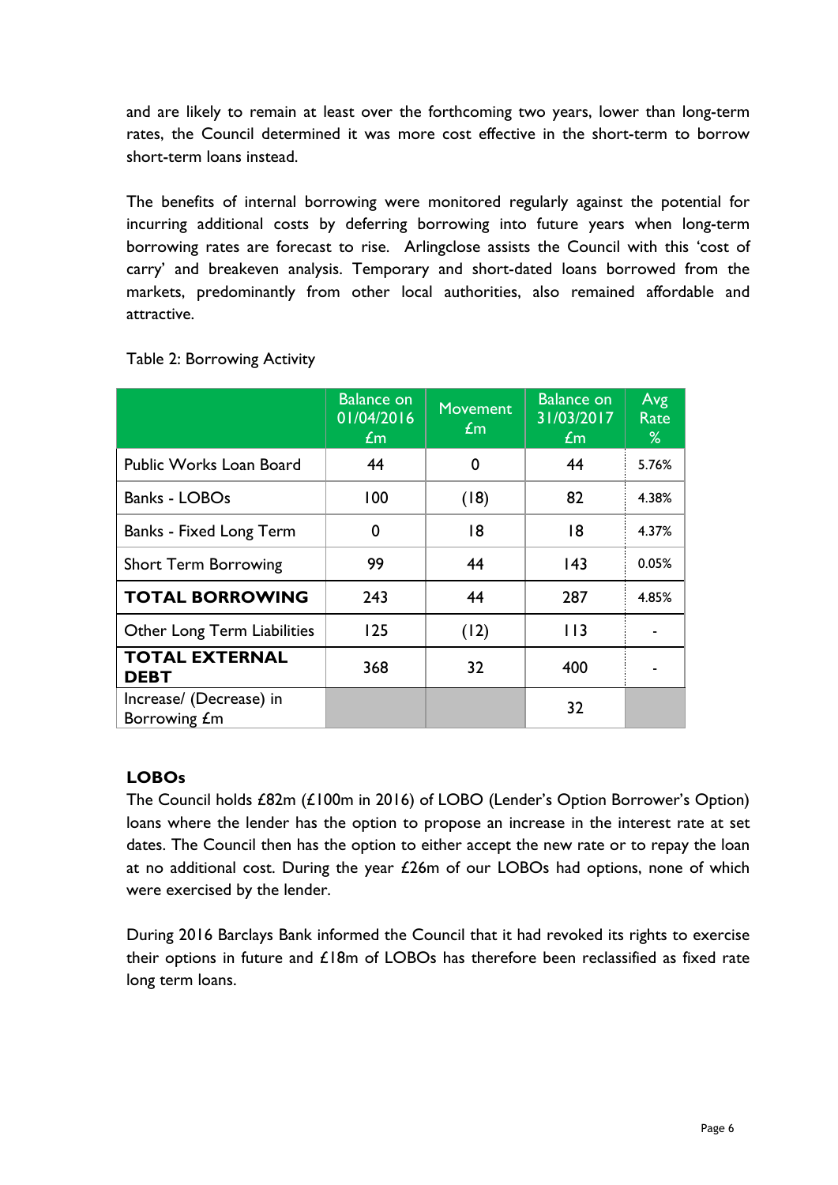and are likely to remain at least over the forthcoming two years, lower than long-term rates, the Council determined it was more cost effective in the short-term to borrow short-term loans instead.

The benefits of internal borrowing were monitored regularly against the potential for incurring additional costs by deferring borrowing into future years when long-term borrowing rates are forecast to rise. Arlingclose assists the Council with this 'cost of carry' and breakeven analysis. Temporary and short-dated loans borrowed from the markets, predominantly from other local authorities, also remained affordable and attractive.

Table 2: Borrowing Activity

| | Balance on 01/04/2016 £m | Movement £m | Balance on 31/03/2017 £m | Avg Rate % |
|---|---|---|---|---|
| Public Works Loan Board | 44 | 0 | 44 | 5.76% |
| Banks - LOBOs | 100 | (18) | 82 | 4.38% |
| Banks - Fixed Long Term | 0 | 18 | 18 | 4.37% |
| Short Term Borrowing | 99 | 44 | 143 | 0.05% |
| **TOTAL BORROWING** | 243 | 44 | 287 | 4.85% |
| Other Long Term Liabilities | 125 | (12) | 113 | - |
| **TOTAL EXTERNAL DEBT** | 368 | 32 | 400 | - |
| Increase/ (Decrease) in Borrowing £m | | | 32 | |

**LOBOs**

The Council holds £82m (£100m in 2016) of LOBO (Lender's Option Borrower's Option) loans where the lender has the option to propose an increase in the interest rate at set dates. The Council then has the option to either accept the new rate or to repay the loan at no additional cost. During the year £26m of our LOBOs had options, none of which were exercised by the lender.

During 2016 Barclays Bank informed the Council that it had revoked its rights to exercise their options in future and £18m of LOBOs has therefore been reclassified as fixed rate long term loans.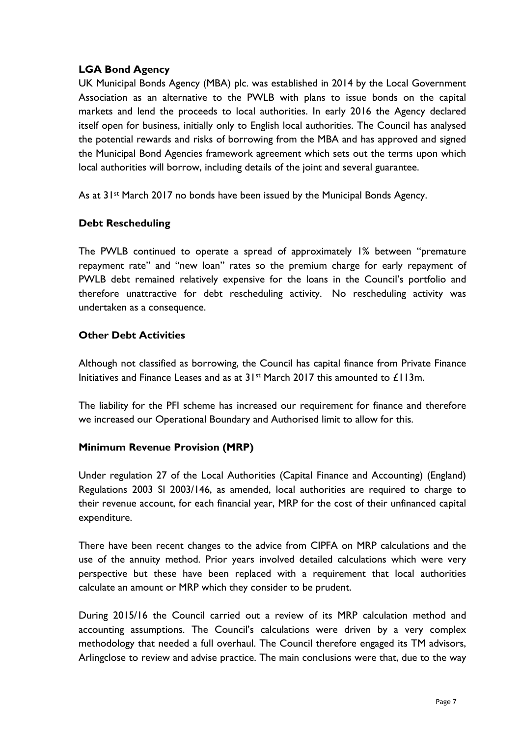**LGA Bond Agency**

UK Municipal Bonds Agency (MBA) plc. was established in 2014 by the Local Government Association as an alternative to the PWLB with plans to issue bonds on the capital markets and lend the proceeds to local authorities. In early 2016 the Agency declared itself open for business, initially only to English local authorities. The Council has analysed the potential rewards and risks of borrowing from the MBA and has approved and signed the Municipal Bond Agencies framework agreement which sets out the terms upon which local authorities will borrow, including details of the joint and several guarantee.

As at 31st March 2017 no bonds have been issued by the Municipal Bonds Agency.

**Debt Rescheduling**

The PWLB continued to operate a spread of approximately 1% between "premature repayment rate" and "new loan" rates so the premium charge for early repayment of PWLB debt remained relatively expensive for the loans in the Council's portfolio and therefore unattractive for debt rescheduling activity. No rescheduling activity was undertaken as a consequence.

**Other Debt Activities**

Although not classified as borrowing, the Council has capital finance from Private Finance Initiatives and Finance Leases and as at 31st March 2017 this amounted to £113m.

The liability for the PFI scheme has increased our requirement for finance and therefore we increased our Operational Boundary and Authorised limit to allow for this.

**Minimum Revenue Provision (MRP)**

Under regulation 27 of the Local Authorities (Capital Finance and Accounting) (England) Regulations 2003 SI 2003/146, as amended, local authorities are required to charge to their revenue account, for each financial year, MRP for the cost of their unfinanced capital expenditure.

There have been recent changes to the advice from CIPFA on MRP calculations and the use of the annuity method. Prior years involved detailed calculations which were very perspective but these have been replaced with a requirement that local authorities calculate an amount or MRP which they consider to be prudent.

During 2015/16 the Council carried out a review of its MRP calculation method and accounting assumptions. The Council's calculations were driven by a very complex methodology that needed a full overhaul. The Council therefore engaged its TM advisors, Arlingclose to review and advise practice. The main conclusions were that, due to the way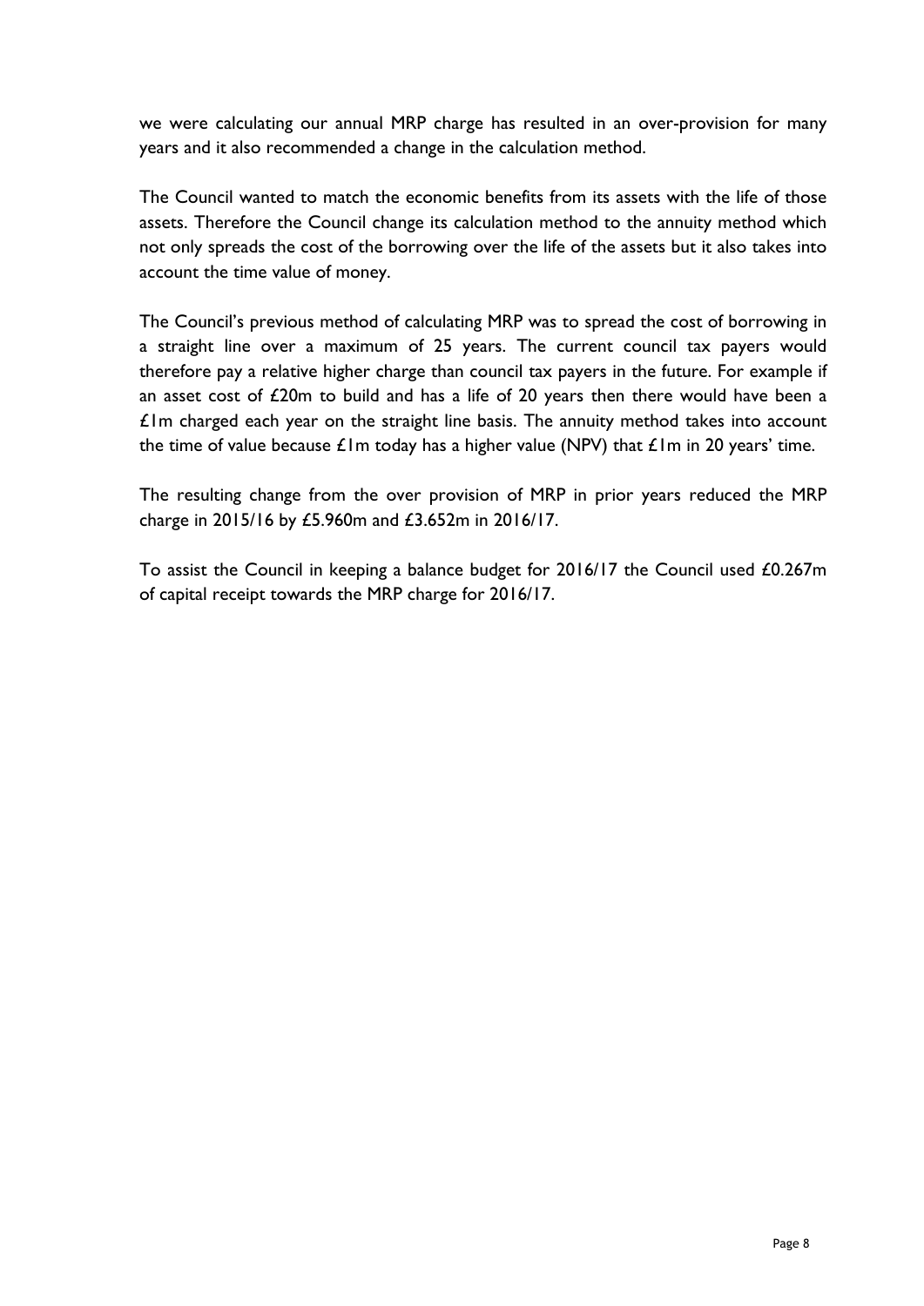we were calculating our annual MRP charge has resulted in an over-provision for many years and it also recommended a change in the calculation method.

The Council wanted to match the economic benefits from its assets with the life of those assets. Therefore the Council change its calculation method to the annuity method which not only spreads the cost of the borrowing over the life of the assets but it also takes into account the time value of money.

The Council's previous method of calculating MRP was to spread the cost of borrowing in a straight line over a maximum of 25 years. The current council tax payers would therefore pay a relative higher charge than council tax payers in the future. For example if an asset cost of £20m to build and has a life of 20 years then there would have been a £1m charged each year on the straight line basis. The annuity method takes into account the time of value because £1m today has a higher value (NPV) that £1m in 20 years' time.

The resulting change from the over provision of MRP in prior years reduced the MRP charge in 2015/16 by £5.960m and £3.652m in 2016/17.

To assist the Council in keeping a balance budget for 2016/17 the Council used £0.267m of capital receipt towards the MRP charge for 2016/17.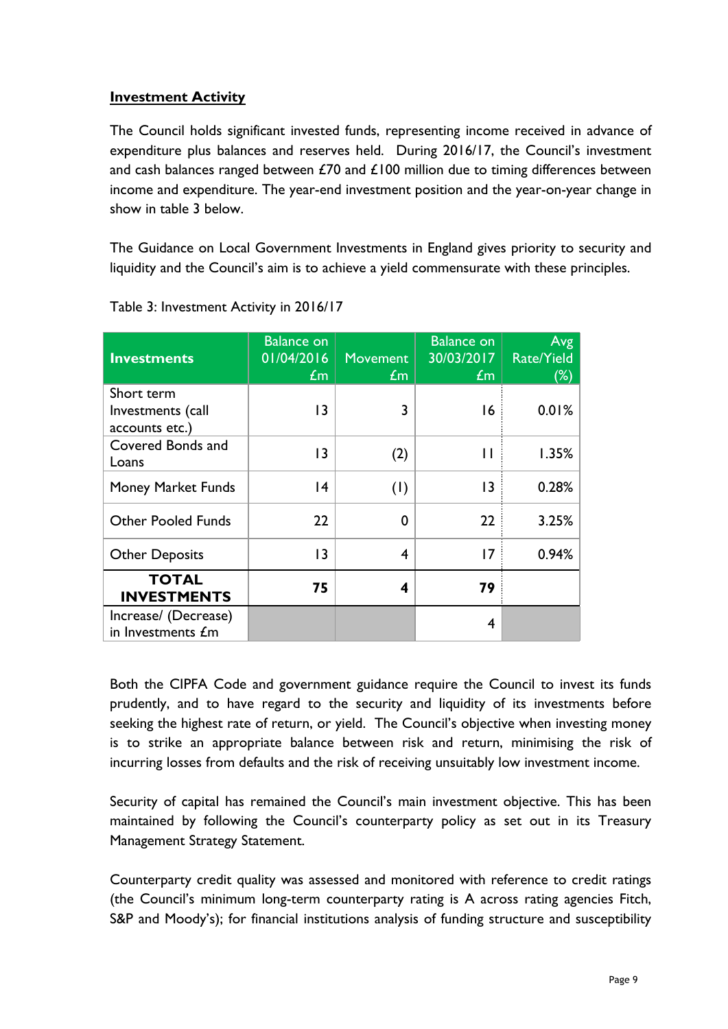**Investment Activity**

The Council holds significant invested funds, representing income received in advance of expenditure plus balances and reserves held. During 2016/17, the Council's investment and cash balances ranged between £70 and £100 million due to timing differences between income and expenditure. The year-end investment position and the year-on-year change in show in table 3 below.

The Guidance on Local Government Investments in England gives priority to security and liquidity and the Council's aim is to achieve a yield commensurate with these principles.

Table 3: Investment Activity in 2016/17

| Investments | Balance on 01/04/2016 £m | Movement £m | Balance on 30/03/2017 £m | Avg Rate/Yield (%) |
|---|---|---|---|---|
| Short term Investments (call accounts etc.) | 13 | 3 | 16 | 0.01% |
| Covered Bonds and Loans | 13 | (2) | 11 | 1.35% |
| Money Market Funds | 14 | (1) | 13 | 0.28% |
| Other Pooled Funds | 22 | 0 | 22 | 3.25% |
| Other Deposits | 13 | 4 | 17 | 0.94% |
| **TOTAL INVESTMENTS** | **75** | **4** | **79** | |
| Increase/ (Decrease) in Investments £m | | | 4 | |

Both the CIPFA Code and government guidance require the Council to invest its funds prudently, and to have regard to the security and liquidity of its investments before seeking the highest rate of return, or yield. The Council's objective when investing money is to strike an appropriate balance between risk and return, minimising the risk of incurring losses from defaults and the risk of receiving unsuitably low investment income.

Security of capital has remained the Council's main investment objective. This has been maintained by following the Council's counterparty policy as set out in its Treasury Management Strategy Statement.

Counterparty credit quality was assessed and monitored with reference to credit ratings (the Council's minimum long-term counterparty rating is A across rating agencies Fitch, S&P and Moody's); for financial institutions analysis of funding structure and susceptibility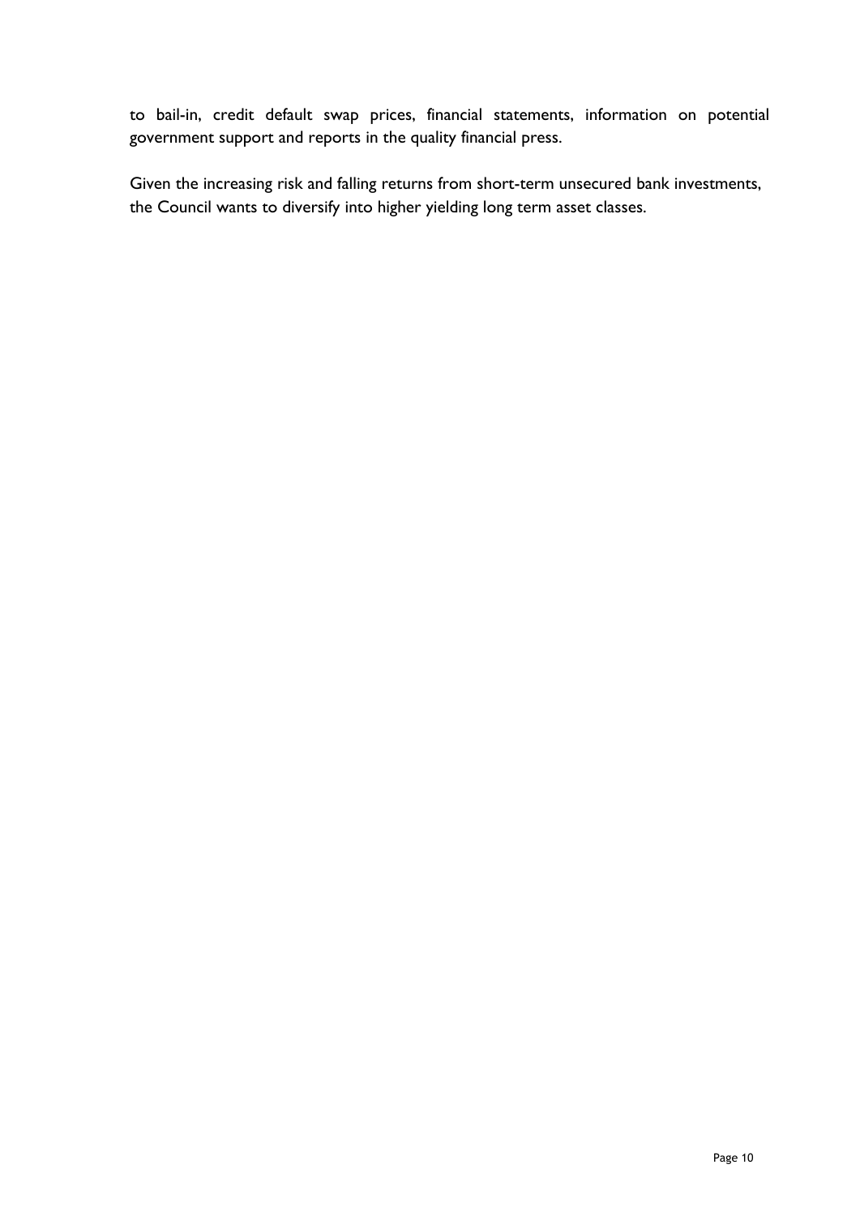to bail-in, credit default swap prices, financial statements, information on potential government support and reports in the quality financial press.

Given the increasing risk and falling returns from short-term unsecured bank investments, the Council wants to diversify into higher yielding long term asset classes.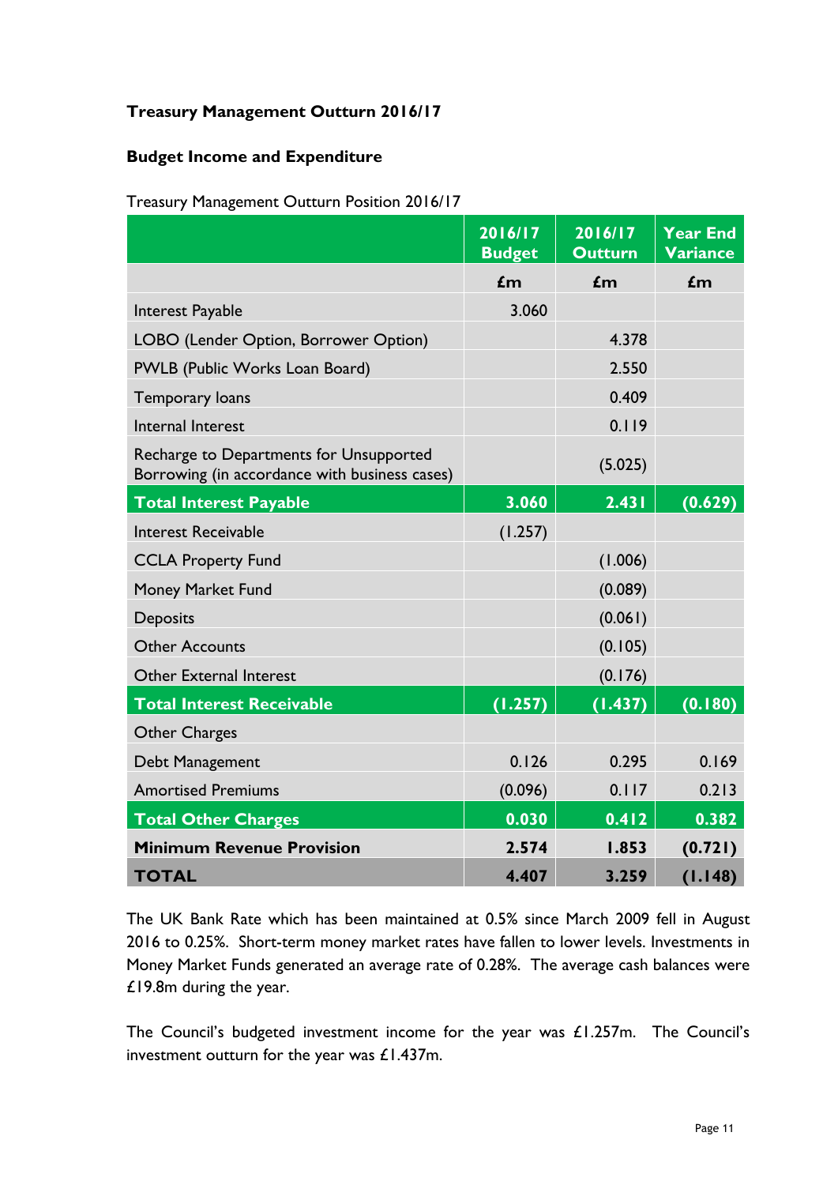**Treasury Management Outturn 2016/17**

**Budget Income and Expenditure**

Treasury Management Outturn Position 2016/17

| | 2016/17 Budget | 2016/17 Outturn | Year End Variance |
|---|---|---|---|
| | £m | £m | £m |
| Interest Payable | 3.060 | | |
| LOBO (Lender Option, Borrower Option) | | 4.378 | |
| PWLB (Public Works Loan Board) | | 2.550 | |
| Temporary loans | | 0.409 | |
| Internal Interest | | 0.119 | |
| Recharge to Departments for Unsupported Borrowing (in accordance with business cases) | | (5.025) | |
| **Total Interest Payable** | **3.060** | **2.431** | **(0.629)** |
| Interest Receivable | (1.257) | | |
| CCLA Property Fund | | (1.006) | |
| Money Market Fund | | (0.089) | |
| Deposits | | (0.061) | |
| Other Accounts | | (0.105) | |
| Other External Interest | | (0.176) | |
| **Total Interest Receivable** | **(1.257)** | **(1.437)** | **(0.180)** |
| Other Charges | | | |
| Debt Management | 0.126 | 0.295 | 0.169 |
| Amortised Premiums | (0.096) | 0.117 | 0.213 |
| **Total Other Charges** | **0.030** | **0.412** | **0.382** |
| **Minimum Revenue Provision** | **2.574** | **1.853** | **(0.721)** |
| **TOTAL** | **4.407** | **3.259** | **(1.148)** |

The UK Bank Rate which has been maintained at 0.5% since March 2009 fell in August 2016 to 0.25%. Short-term money market rates have fallen to lower levels. Investments in Money Market Funds generated an average rate of 0.28%. The average cash balances were £19.8m during the year.

The Council's budgeted investment income for the year was £1.257m. The Council's investment outturn for the year was £1.437m.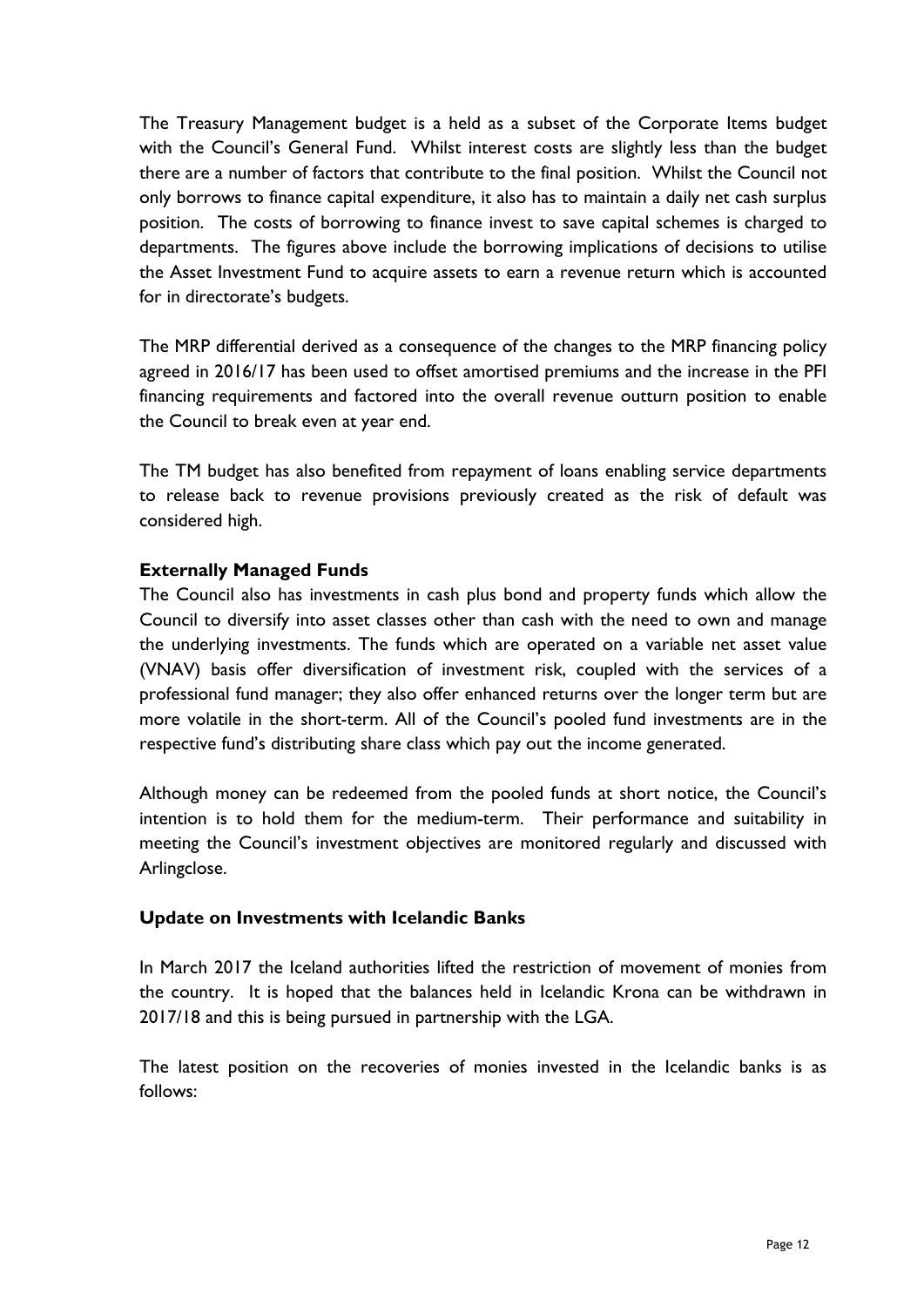The Treasury Management budget is a held as a subset of the Corporate Items budget with the Council's General Fund. Whilst interest costs are slightly less than the budget there are a number of factors that contribute to the final position. Whilst the Council not only borrows to finance capital expenditure, it also has to maintain a daily net cash surplus position. The costs of borrowing to finance invest to save capital schemes is charged to departments. The figures above include the borrowing implications of decisions to utilise the Asset Investment Fund to acquire assets to earn a revenue return which is accounted for in directorate's budgets.

The MRP differential derived as a consequence of the changes to the MRP financing policy agreed in 2016/17 has been used to offset amortised premiums and the increase in the PFI financing requirements and factored into the overall revenue outturn position to enable the Council to break even at year end.

The TM budget has also benefited from repayment of loans enabling service departments to release back to revenue provisions previously created as the risk of default was considered high.

**Externally Managed Funds**

The Council also has investments in cash plus bond and property funds which allow the Council to diversify into asset classes other than cash with the need to own and manage the underlying investments. The funds which are operated on a variable net asset value (VNAV) basis offer diversification of investment risk, coupled with the services of a professional fund manager; they also offer enhanced returns over the longer term but are more volatile in the short-term. All of the Council's pooled fund investments are in the respective fund's distributing share class which pay out the income generated.

Although money can be redeemed from the pooled funds at short notice, the Council's intention is to hold them for the medium-term. Their performance and suitability in meeting the Council's investment objectives are monitored regularly and discussed with Arlingclose.

**Update on Investments with Icelandic Banks**

In March 2017 the Iceland authorities lifted the restriction of movement of monies from the country. It is hoped that the balances held in Icelandic Krona can be withdrawn in 2017/18 and this is being pursued in partnership with the LGA.

The latest position on the recoveries of monies invested in the Icelandic banks is as follows: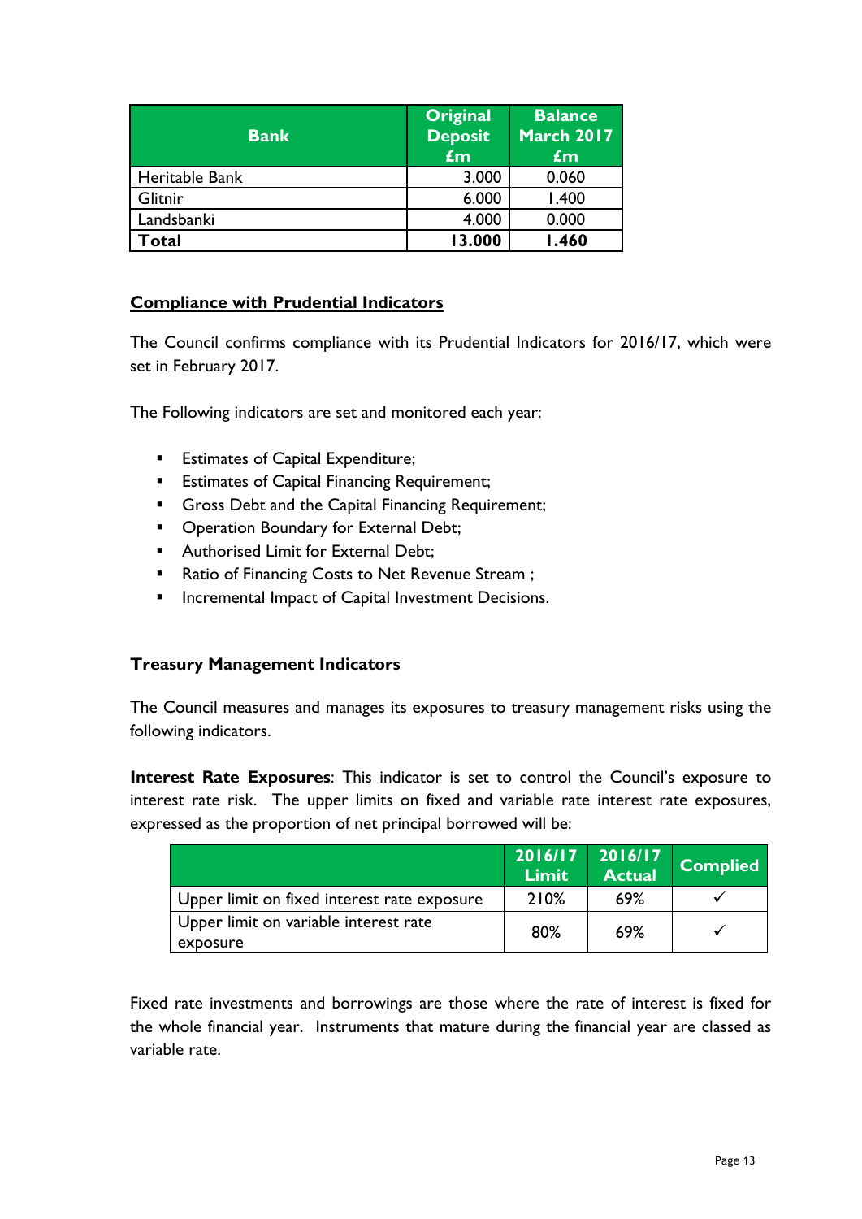| Bank | Original Deposit £m | Balance March 2017 £m |
| --- | --- | --- |
| Heritable Bank | 3.000 | 0.060 |
| Glitnir | 6.000 | 1.400 |
| Landsbanki | 4.000 | 0.000 |
| **Total** | **13.000** | **1.460** |

## Compliance with Prudential Indicators

The Council confirms compliance with its Prudential Indicators for 2016/17, which were set in February 2017.

The Following indicators are set and monitored each year:

- Estimates of Capital Expenditure;
- Estimates of Capital Financing Requirement;
- Gross Debt and the Capital Financing Requirement;
- Operation Boundary for External Debt;
- Authorised Limit for External Debt;
- Ratio of Financing Costs to Net Revenue Stream ;
- Incremental Impact of Capital Investment Decisions.

## Treasury Management Indicators

The Council measures and manages its exposures to treasury management risks using the following indicators.

**Interest Rate Exposures**: This indicator is set to control the Council's exposure to interest rate risk. The upper limits on fixed and variable rate interest rate exposures, expressed as the proportion of net principal borrowed will be:

| | 2016/17 Limit | 2016/17 Actual | Complied |
| --- | --- | --- | --- |
| Upper limit on fixed interest rate exposure | 210% | 69% | ✓ |
| Upper limit on variable interest rate exposure | 80% | 69% | ✓ |

Fixed rate investments and borrowings are those where the rate of interest is fixed for the whole financial year. Instruments that mature during the financial year are classed as variable rate.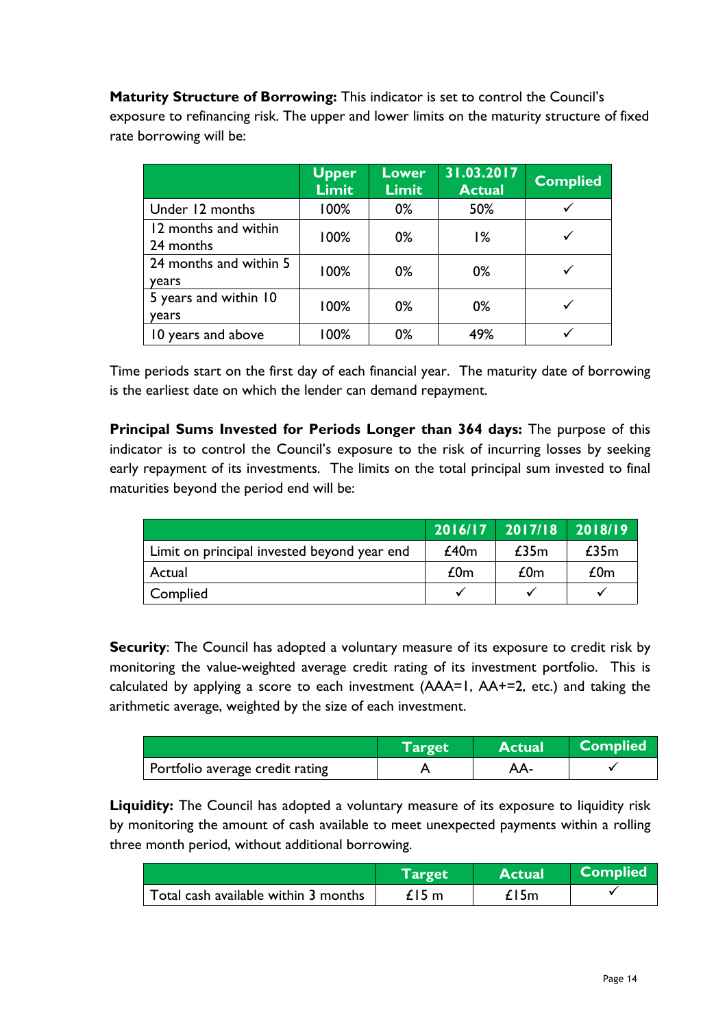**Maturity Structure of Borrowing:** This indicator is set to control the Council's exposure to refinancing risk. The upper and lower limits on the maturity structure of fixed rate borrowing will be:

| | Upper Limit | Lower Limit | 31.03.2017 Actual | Complied |
|---|---|---|---|---|
| Under 12 months | 100% | 0% | 50% | ✓ |
| 12 months and within 24 months | 100% | 0% | 1% | ✓ |
| 24 months and within 5 years | 100% | 0% | 0% | ✓ |
| 5 years and within 10 years | 100% | 0% | 0% | ✓ |
| 10 years and above | 100% | 0% | 49% | ✓ |

Time periods start on the first day of each financial year. The maturity date of borrowing is the earliest date on which the lender can demand repayment.

**Principal Sums Invested for Periods Longer than 364 days:** The purpose of this indicator is to control the Council's exposure to the risk of incurring losses by seeking early repayment of its investments. The limits on the total principal sum invested to final maturities beyond the period end will be:

| | 2016/17 | 2017/18 | 2018/19 |
|---|---|---|---|
| Limit on principal invested beyond year end | £40m | £35m | £35m |
| Actual | £0m | £0m | £0m |
| Complied | ✓ | ✓ | ✓ |

**Security**: The Council has adopted a voluntary measure of its exposure to credit risk by monitoring the value-weighted average credit rating of its investment portfolio. This is calculated by applying a score to each investment (AAA=1, AA+=2, etc.) and taking the arithmetic average, weighted by the size of each investment.

| | Target | Actual | Complied |
|---|---|---|---|
| Portfolio average credit rating | A | AA- | ✓ |

**Liquidity:** The Council has adopted a voluntary measure of its exposure to liquidity risk by monitoring the amount of cash available to meet unexpected payments within a rolling three month period, without additional borrowing.

| | Target | Actual | Complied |
|---|---|---|---|
| Total cash available within 3 months | £15 m | £15m | ✓ |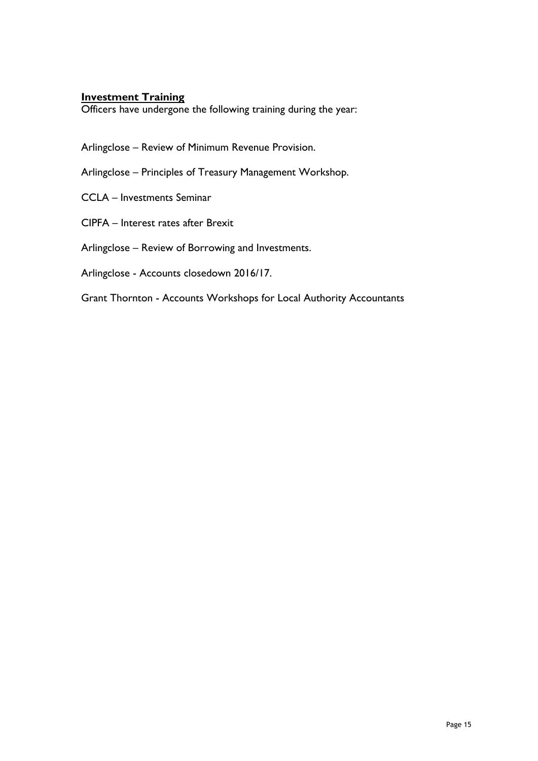**Investment Training**

Officers have undergone the following training during the year:

Arlingclose – Review of Minimum Revenue Provision.

Arlingclose – Principles of Treasury Management Workshop.

CCLA – Investments Seminar

CIPFA – Interest rates after Brexit

Arlingclose – Review of Borrowing and Investments.

Arlingclose - Accounts closedown 2016/17.

Grant Thornton - Accounts Workshops for Local Authority Accountants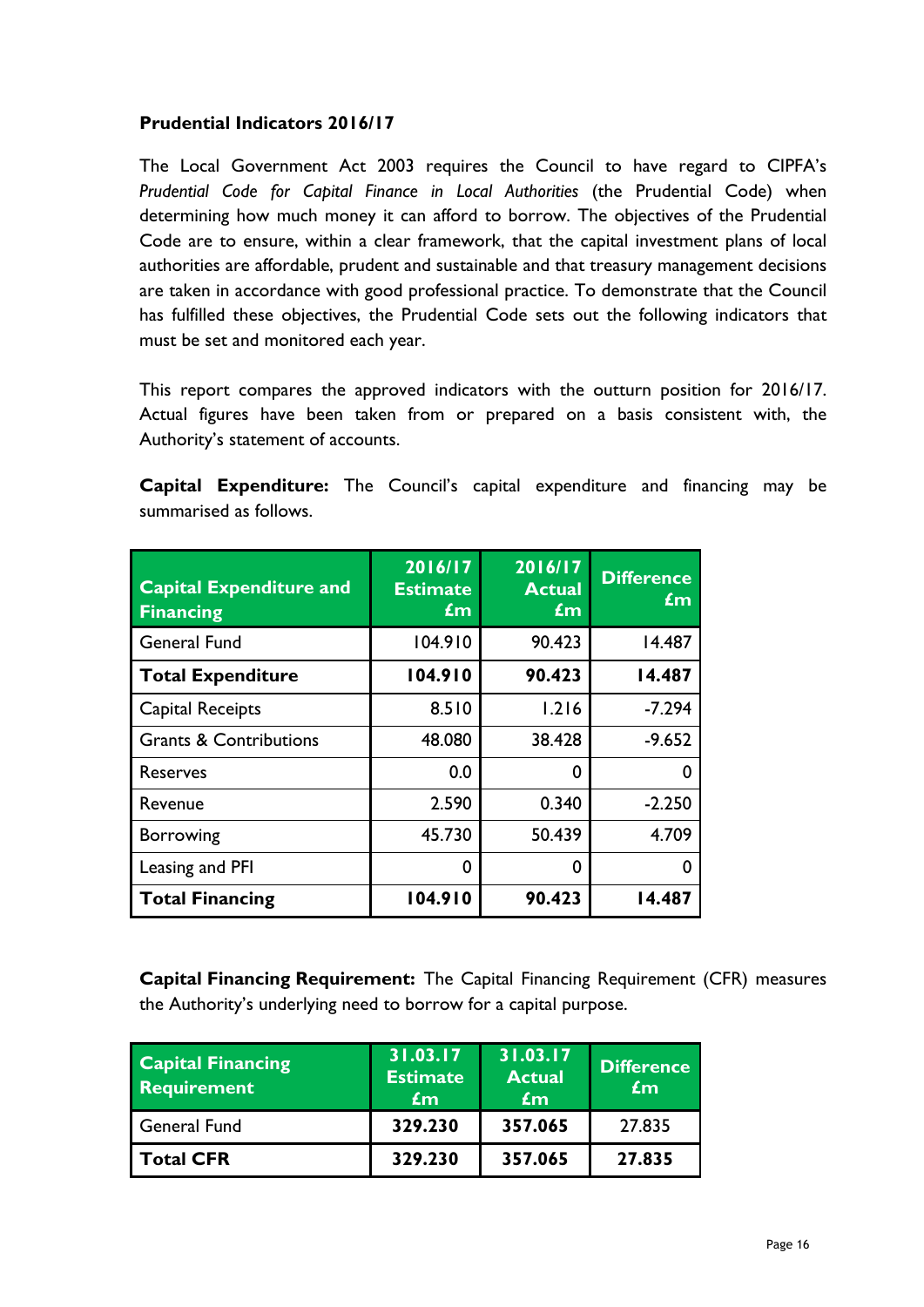**Prudential Indicators 2016/17**

The Local Government Act 2003 requires the Council to have regard to CIPFA's *Prudential Code for Capital Finance in Local Authorities* (the Prudential Code) when determining how much money it can afford to borrow. The objectives of the Prudential Code are to ensure, within a clear framework, that the capital investment plans of local authorities are affordable, prudent and sustainable and that treasury management decisions are taken in accordance with good professional practice. To demonstrate that the Council has fulfilled these objectives, the Prudential Code sets out the following indicators that must be set and monitored each year.

This report compares the approved indicators with the outturn position for 2016/17. Actual figures have been taken from or prepared on a basis consistent with, the Authority's statement of accounts.

**Capital Expenditure:** The Council's capital expenditure and financing may be summarised as follows.

| Capital Expenditure and Financing | 2016/17 Estimate £m | 2016/17 Actual £m | Difference £m |
|---|---|---|---|
| General Fund | 104.910 | 90.423 | 14.487 |
| **Total Expenditure** | **104.910** | **90.423** | **14.487** |
| Capital Receipts | 8.510 | 1.216 | -7.294 |
| Grants & Contributions | 48.080 | 38.428 | -9.652 |
| Reserves | 0.0 | 0 | 0 |
| Revenue | 2.590 | 0.340 | -2.250 |
| Borrowing | 45.730 | 50.439 | 4.709 |
| Leasing and PFI | 0 | 0 | 0 |
| **Total Financing** | **104.910** | **90.423** | **14.487** |

**Capital Financing Requirement:** The Capital Financing Requirement (CFR) measures the Authority's underlying need to borrow for a capital purpose.

| Capital Financing Requirement | 31.03.17 Estimate £m | 31.03.17 Actual £m | Difference £m |
|---|---|---|---|
| General Fund | **329.230** | **357.065** | 27.835 |
| **Total CFR** | **329.230** | **357.065** | **27.835** |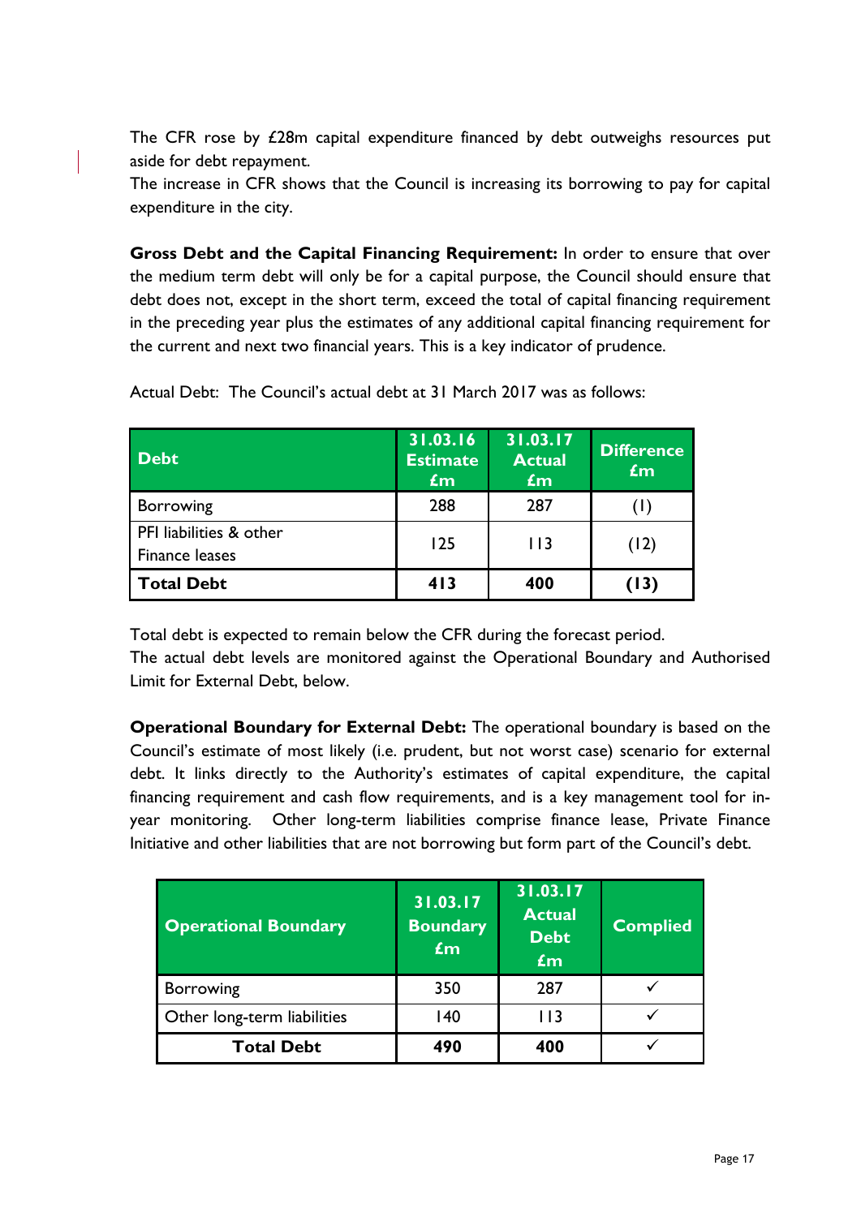The CFR rose by £28m capital expenditure financed by debt outweighs resources put aside for debt repayment.
The increase in CFR shows that the Council is increasing its borrowing to pay for capital expenditure in the city.

**Gross Debt and the Capital Financing Requirement:** In order to ensure that over the medium term debt will only be for a capital purpose, the Council should ensure that debt does not, except in the short term, exceed the total of capital financing requirement in the preceding year plus the estimates of any additional capital financing requirement for the current and next two financial years. This is a key indicator of prudence.

Actual Debt: The Council's actual debt at 31 March 2017 was as follows:

| Debt | 31.03.16 Estimate £m | 31.03.17 Actual £m | Difference £m |
|---|---|---|---|
| Borrowing | 288 | 287 | (1) |
| PFI liabilities & other Finance leases | 125 | 113 | (12) |
| **Total Debt** | **413** | **400** | **(13)** |

Total debt is expected to remain below the CFR during the forecast period.
The actual debt levels are monitored against the Operational Boundary and Authorised Limit for External Debt, below.

**Operational Boundary for External Debt:** The operational boundary is based on the Council's estimate of most likely (i.e. prudent, but not worst case) scenario for external debt. It links directly to the Authority's estimates of capital expenditure, the capital financing requirement and cash flow requirements, and is a key management tool for in-year monitoring. Other long-term liabilities comprise finance lease, Private Finance Initiative and other liabilities that are not borrowing but form part of the Council's debt.

| Operational Boundary | 31.03.17 Boundary £m | 31.03.17 Actual Debt £m | Complied |
|---|---|---|---|
| Borrowing | 350 | 287 | ✓ |
| Other long-term liabilities | 140 | 113 | ✓ |
| **Total Debt** | **490** | **400** | ✓ |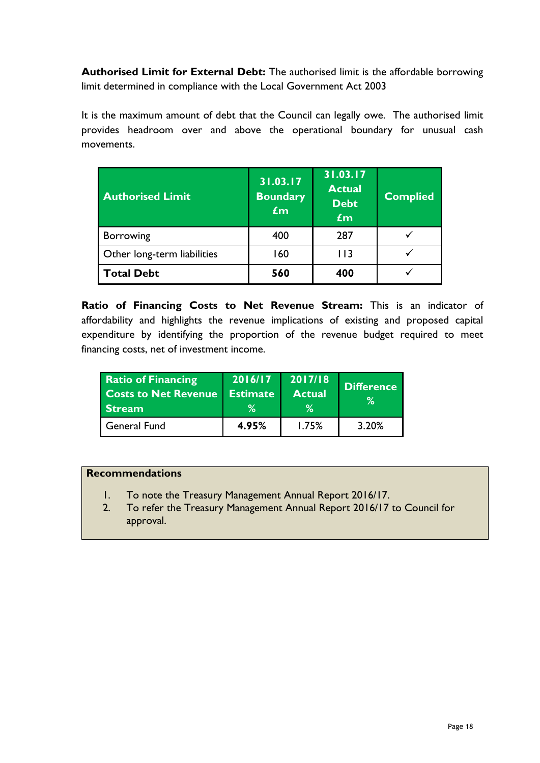**Authorised Limit for External Debt:** The authorised limit is the affordable borrowing limit determined in compliance with the Local Government Act 2003

It is the maximum amount of debt that the Council can legally owe. The authorised limit provides headroom over and above the operational boundary for unusual cash movements.

| Authorised Limit | 31.03.17 Boundary £m | 31.03.17 Actual Debt £m | Complied |
|---|---|---|---|
| Borrowing | 400 | 287 | ✓ |
| Other long-term liabilities | 160 | 113 | ✓ |
| **Total Debt** | **560** | **400** | ✓ |

**Ratio of Financing Costs to Net Revenue Stream:** This is an indicator of affordability and highlights the revenue implications of existing and proposed capital expenditure by identifying the proportion of the revenue budget required to meet financing costs, net of investment income.

| Ratio of Financing Costs to Net Revenue Stream | 2016/17 Estimate % | 2017/18 Actual % | Difference % |
|---|---|---|---|
| General Fund | **4.95%** | 1.75% | 3.20% |

**Recommendations**

1. To note the Treasury Management Annual Report 2016/17.
2. To refer the Treasury Management Annual Report 2016/17 to Council for approval.